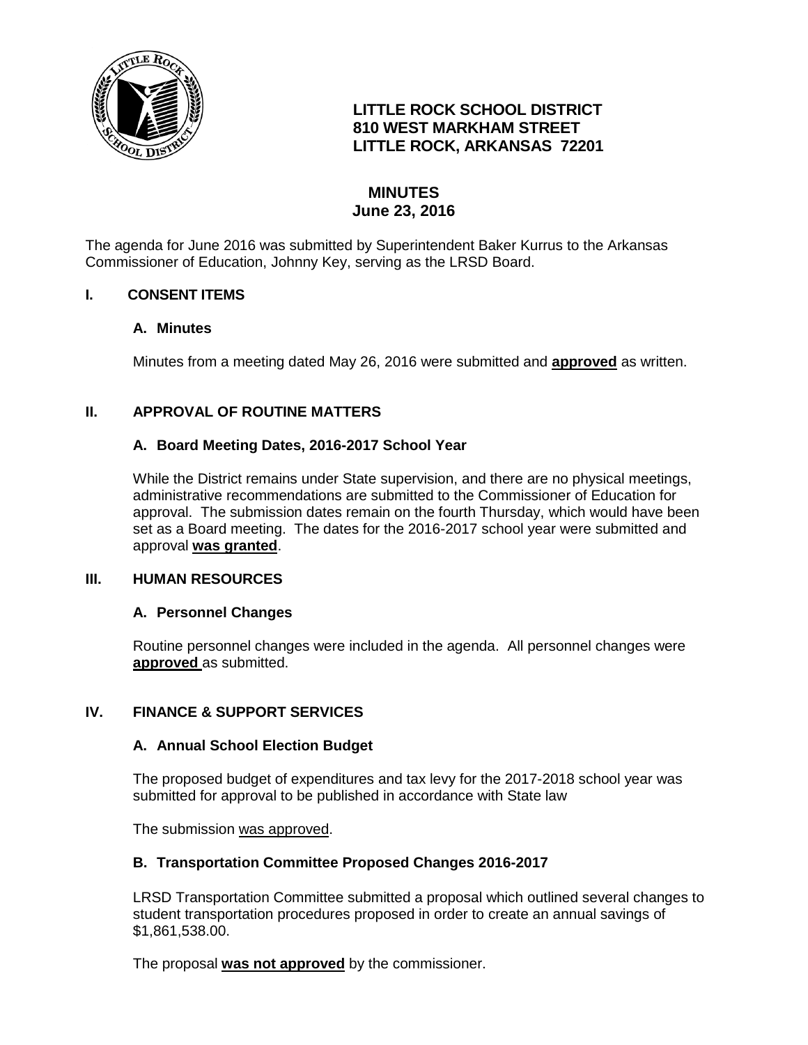**LITTLE ROCK SCHOOL DISTRICT**
**810 WEST MARKHAM STREET**
**LITTLE ROCK, ARKANSAS 72201**

# MINUTES
## June 23, 2016

The agenda for June 2016 was submitted by Superintendent Baker Kurrus to the Arkansas Commissioner of Education, Johnny Key, serving as the LRSD Board.

## I. CONSENT ITEMS

### A. Minutes

Minutes from a meeting dated May 26, 2016 were submitted and **approved** as written.

## II. APPROVAL OF ROUTINE MATTERS

### A. Board Meeting Dates, 2016-2017 School Year

While the District remains under State supervision, and there are no physical meetings, administrative recommendations are submitted to the Commissioner of Education for approval. The submission dates remain on the fourth Thursday, which would have been set as a Board meeting. The dates for the 2016-2017 school year were submitted and approval **was granted**.

## III. HUMAN RESOURCES

### A. Personnel Changes

Routine personnel changes were included in the agenda. All personnel changes were **approved** as submitted.

## IV. FINANCE & SUPPORT SERVICES

### A. Annual School Election Budget

The proposed budget of expenditures and tax levy for the 2017-2018 school year was submitted for approval to be published in accordance with State law

The submission was approved.

### B. Transportation Committee Proposed Changes 2016-2017

LRSD Transportation Committee submitted a proposal which outlined several changes to student transportation procedures proposed in order to create an annual savings of $1,861,538.00.

The proposal **was not approved** by the commissioner.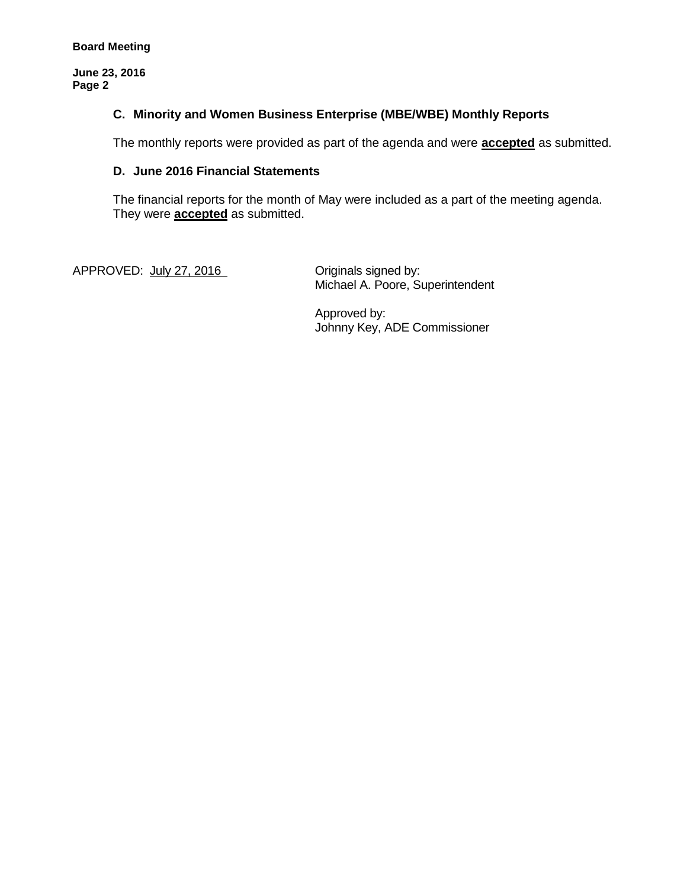### C. Minority and Women Business Enterprise (MBE/WBE) Monthly Reports

The monthly reports were provided as part of the agenda and were **accepted** as submitted.

### D. June 2016 Financial Statements

The financial reports for the month of May were included as a part of the meeting agenda. They were **accepted** as submitted.

APPROVED: July 27, 2016

Originals signed by:
Michael A. Poore, Superintendent

Approved by:
Johnny Key, ADE Commissioner